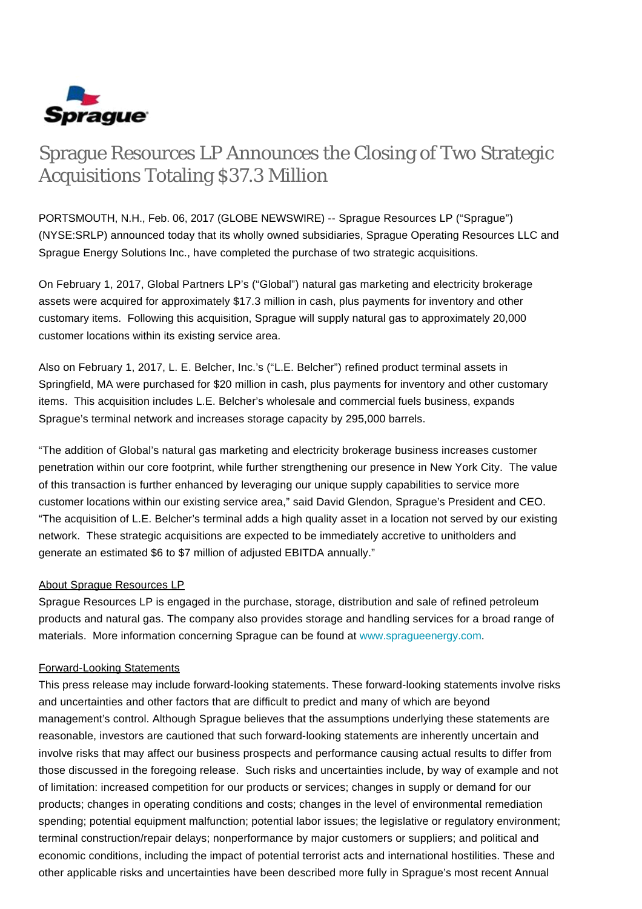Sprague

# Sprague Resources LP Announces the Closing of Two Strategic Acquisitions Totaling $37.3 Million

PORTSMOUTH, N.H., Feb. 06, 2017 (GLOBE NEWSWIRE) -- Sprague Resources LP ("Sprague") (NYSE:SRLP) announced today that its wholly owned subsidiaries, Sprague Operating Resources LLC and Sprague Energy Solutions Inc., have completed the purchase of two strategic acquisitions.

On February 1, 2017, Global Partners LP's ("Global") natural gas marketing and electricity brokerage assets were acquired for approximately $17.3 million in cash, plus payments for inventory and other customary items. Following this acquisition, Sprague will supply natural gas to approximately 20,000 customer locations within its existing service area.

Also on February 1, 2017, L. E. Belcher, Inc.'s ("L.E. Belcher") refined product terminal assets in Springfield, MA were purchased for $20 million in cash, plus payments for inventory and other customary items. This acquisition includes L.E. Belcher's wholesale and commercial fuels business, expands Sprague's terminal network and increases storage capacity by 295,000 barrels.

"The addition of Global's natural gas marketing and electricity brokerage business increases customer penetration within our core footprint, while further strengthening our presence in New York City. The value of this transaction is further enhanced by leveraging our unique supply capabilities to service more customer locations within our existing service area," said David Glendon, Sprague's President and CEO. "The acquisition of L.E. Belcher's terminal adds a high quality asset in a location not served by our existing network. These strategic acquisitions are expected to be immediately accretive to unitholders and generate an estimated $6 to $7 million of adjusted EBITDA annually."

About Sprague Resources LP

Sprague Resources LP is engaged in the purchase, storage, distribution and sale of refined petroleum products and natural gas. The company also provides storage and handling services for a broad range of materials. More information concerning Sprague can be found at www.spragueenergy.com.

Forward-Looking Statements

This press release may include forward-looking statements. These forward-looking statements involve risks and uncertainties and other factors that are difficult to predict and many of which are beyond management's control. Although Sprague believes that the assumptions underlying these statements are reasonable, investors are cautioned that such forward-looking statements are inherently uncertain and involve risks that may affect our business prospects and performance causing actual results to differ from those discussed in the foregoing release. Such risks and uncertainties include, by way of example and not of limitation: increased competition for our products or services; changes in supply or demand for our products; changes in operating conditions and costs; changes in the level of environmental remediation spending; potential equipment malfunction; potential labor issues; the legislative or regulatory environment; terminal construction/repair delays; nonperformance by major customers or suppliers; and political and economic conditions, including the impact of potential terrorist acts and international hostilities. These and other applicable risks and uncertainties have been described more fully in Sprague's most recent Annual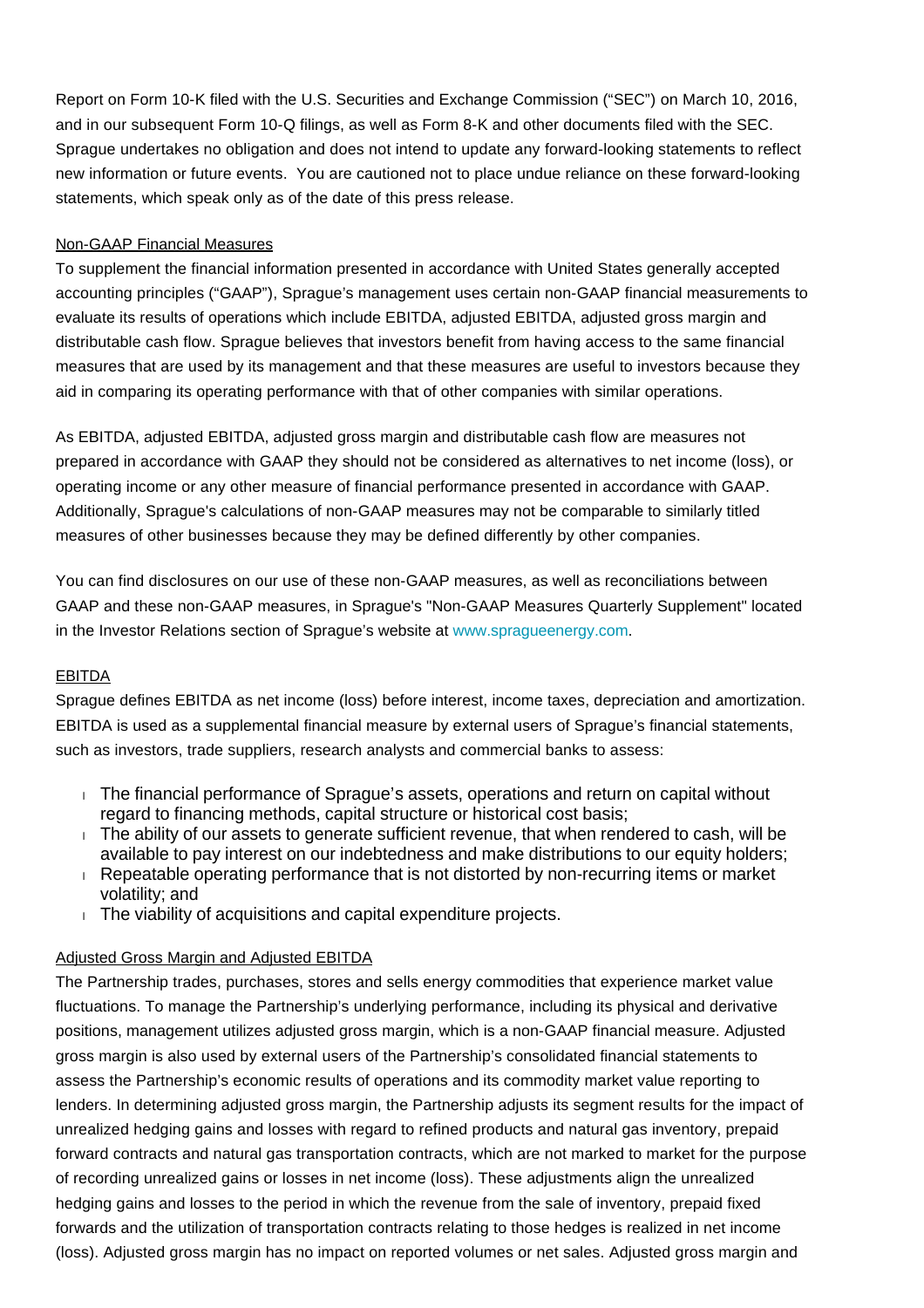Report on Form 10-K filed with the U.S. Securities and Exchange Commission ("SEC") on March 10, 2016, and in our subsequent Form 10-Q filings, as well as Form 8-K and other documents filed with the SEC. Sprague undertakes no obligation and does not intend to update any forward-looking statements to reflect new information or future events. You are cautioned not to place undue reliance on these forward-looking statements, which speak only as of the date of this press release.

Non-GAAP Financial Measures

To supplement the financial information presented in accordance with United States generally accepted accounting principles ("GAAP"), Sprague's management uses certain non-GAAP financial measurements to evaluate its results of operations which include EBITDA, adjusted EBITDA, adjusted gross margin and distributable cash flow. Sprague believes that investors benefit from having access to the same financial measures that are used by its management and that these measures are useful to investors because they aid in comparing its operating performance with that of other companies with similar operations.

As EBITDA, adjusted EBITDA, adjusted gross margin and distributable cash flow are measures not prepared in accordance with GAAP they should not be considered as alternatives to net income (loss), or operating income or any other measure of financial performance presented in accordance with GAAP. Additionally, Sprague's calculations of non-GAAP measures may not be comparable to similarly titled measures of other businesses because they may be defined differently by other companies.

You can find disclosures on our use of these non-GAAP measures, as well as reconciliations between GAAP and these non-GAAP measures, in Sprague's "Non-GAAP Measures Quarterly Supplement" located in the Investor Relations section of Sprague's website at www.spragueenergy.com.

EBITDA

Sprague defines EBITDA as net income (loss) before interest, income taxes, depreciation and amortization. EBITDA is used as a supplemental financial measure by external users of Sprague's financial statements, such as investors, trade suppliers, research analysts and commercial banks to assess:

- The financial performance of Sprague's assets, operations and return on capital without regard to financing methods, capital structure or historical cost basis;
- The ability of our assets to generate sufficient revenue, that when rendered to cash, will be available to pay interest on our indebtedness and make distributions to our equity holders;
- Repeatable operating performance that is not distorted by non-recurring items or market volatility; and
- The viability of acquisitions and capital expenditure projects.

Adjusted Gross Margin and Adjusted EBITDA

The Partnership trades, purchases, stores and sells energy commodities that experience market value fluctuations. To manage the Partnership's underlying performance, including its physical and derivative positions, management utilizes adjusted gross margin, which is a non-GAAP financial measure. Adjusted gross margin is also used by external users of the Partnership's consolidated financial statements to assess the Partnership's economic results of operations and its commodity market value reporting to lenders. In determining adjusted gross margin, the Partnership adjusts its segment results for the impact of unrealized hedging gains and losses with regard to refined products and natural gas inventory, prepaid forward contracts and natural gas transportation contracts, which are not marked to market for the purpose of recording unrealized gains or losses in net income (loss). These adjustments align the unrealized hedging gains and losses to the period in which the revenue from the sale of inventory, prepaid fixed forwards and the utilization of transportation contracts relating to those hedges is realized in net income (loss). Adjusted gross margin has no impact on reported volumes or net sales. Adjusted gross margin and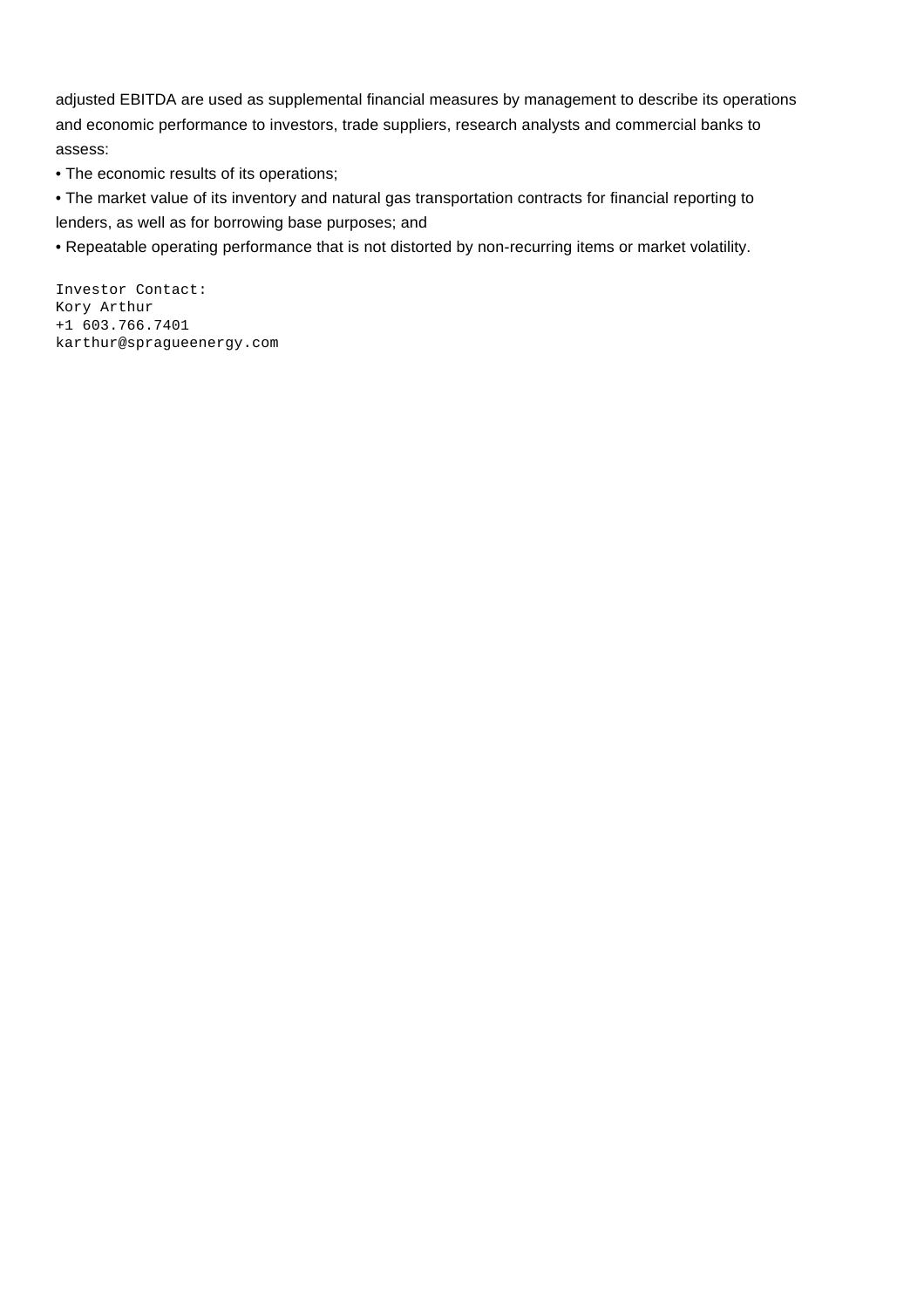adjusted EBITDA are used as supplemental financial measures by management to describe its operations and economic performance to investors, trade suppliers, research analysts and commercial banks to assess:

- The economic results of its operations;
- The market value of its inventory and natural gas transportation contracts for financial reporting to lenders, as well as for borrowing base purposes; and
- Repeatable operating performance that is not distorted by non-recurring items or market volatility.

```
Investor Contact:
Kory Arthur
+1 603.766.7401
karthur@spragueenergy.com
```